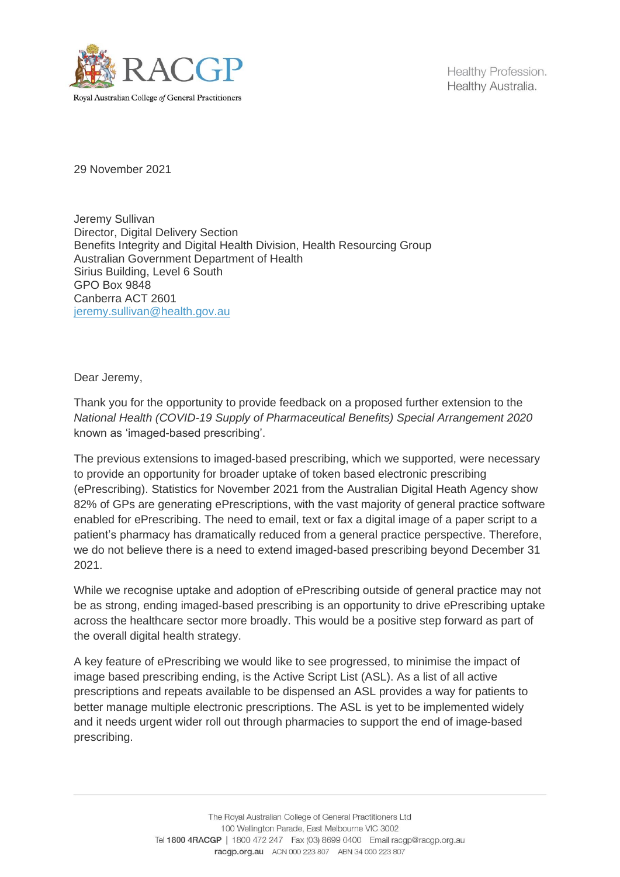Royal Australian College *of* General Practitioners

Healthy Profession.
Healthy Australia.

29 November 2021

Jeremy Sullivan
Director, Digital Delivery Section
Benefits Integrity and Digital Health Division, Health Resourcing Group
Australian Government Department of Health
Sirius Building, Level 6 South
GPO Box 9848
Canberra ACT 2601
jeremy.sullivan@health.gov.au

Dear Jeremy,

Thank you for the opportunity to provide feedback on a proposed further extension to the *National Health (COVID-19 Supply of Pharmaceutical Benefits) Special Arrangement 2020* known as 'imaged-based prescribing'.

The previous extensions to imaged-based prescribing, which we supported, were necessary to provide an opportunity for broader uptake of token based electronic prescribing (ePrescribing). Statistics for November 2021 from the Australian Digital Heath Agency show 82% of GPs are generating ePrescriptions, with the vast majority of general practice software enabled for ePrescribing. The need to email, text or fax a digital image of a paper script to a patient's pharmacy has dramatically reduced from a general practice perspective. Therefore, we do not believe there is a need to extend imaged-based prescribing beyond December 31 2021.

While we recognise uptake and adoption of ePrescribing outside of general practice may not be as strong, ending imaged-based prescribing is an opportunity to drive ePrescribing uptake across the healthcare sector more broadly. This would be a positive step forward as part of the overall digital health strategy.

A key feature of ePrescribing we would like to see progressed, to minimise the impact of image based prescribing ending, is the Active Script List (ASL). As a list of all active prescriptions and repeats available to be dispensed an ASL provides a way for patients to better manage multiple electronic prescriptions. The ASL is yet to be implemented widely and it needs urgent wider roll out through pharmacies to support the end of image-based prescribing.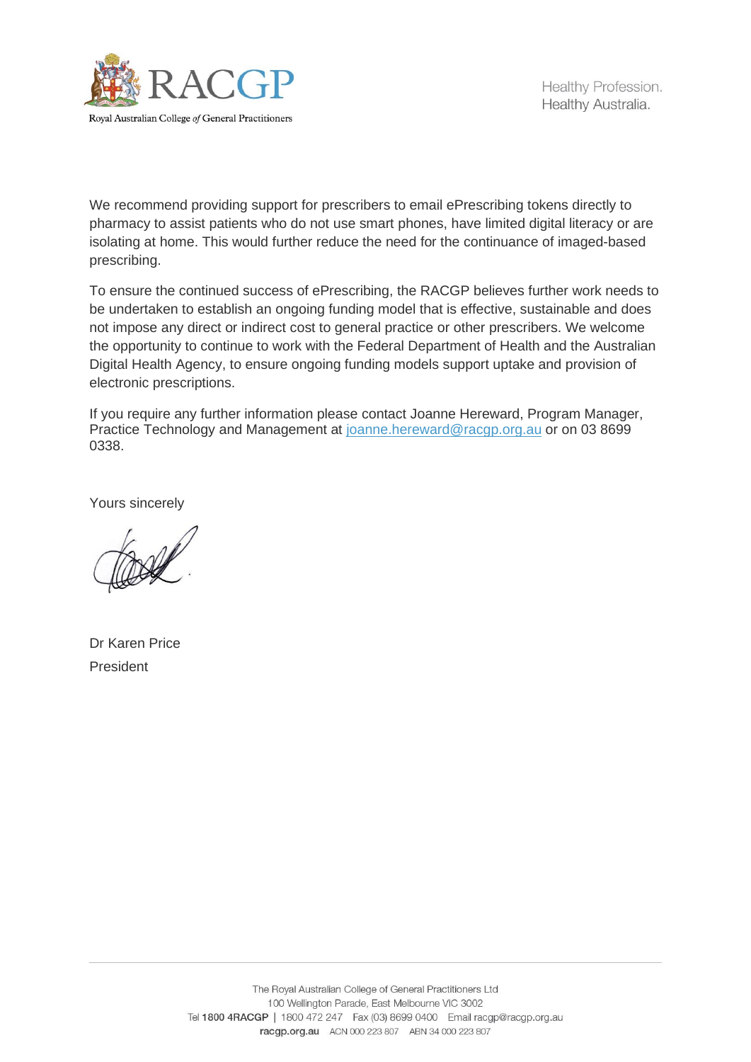We recommend providing support for prescribers to email ePrescribing tokens directly to pharmacy to assist patients who do not use smart phones, have limited digital literacy or are isolating at home. This would further reduce the need for the continuance of imaged-based prescribing.

To ensure the continued success of ePrescribing, the RACGP believes further work needs to be undertaken to establish an ongoing funding model that is effective, sustainable and does not impose any direct or indirect cost to general practice or other prescribers. We welcome the opportunity to continue to work with the Federal Department of Health and the Australian Digital Health Agency, to ensure ongoing funding models support uptake and provision of electronic prescriptions.

If you require any further information please contact Joanne Hereward, Program Manager, Practice Technology and Management at joanne.hereward@racgp.org.au or on 03 8699 0338.

Yours sincerely

Dr Karen Price
President